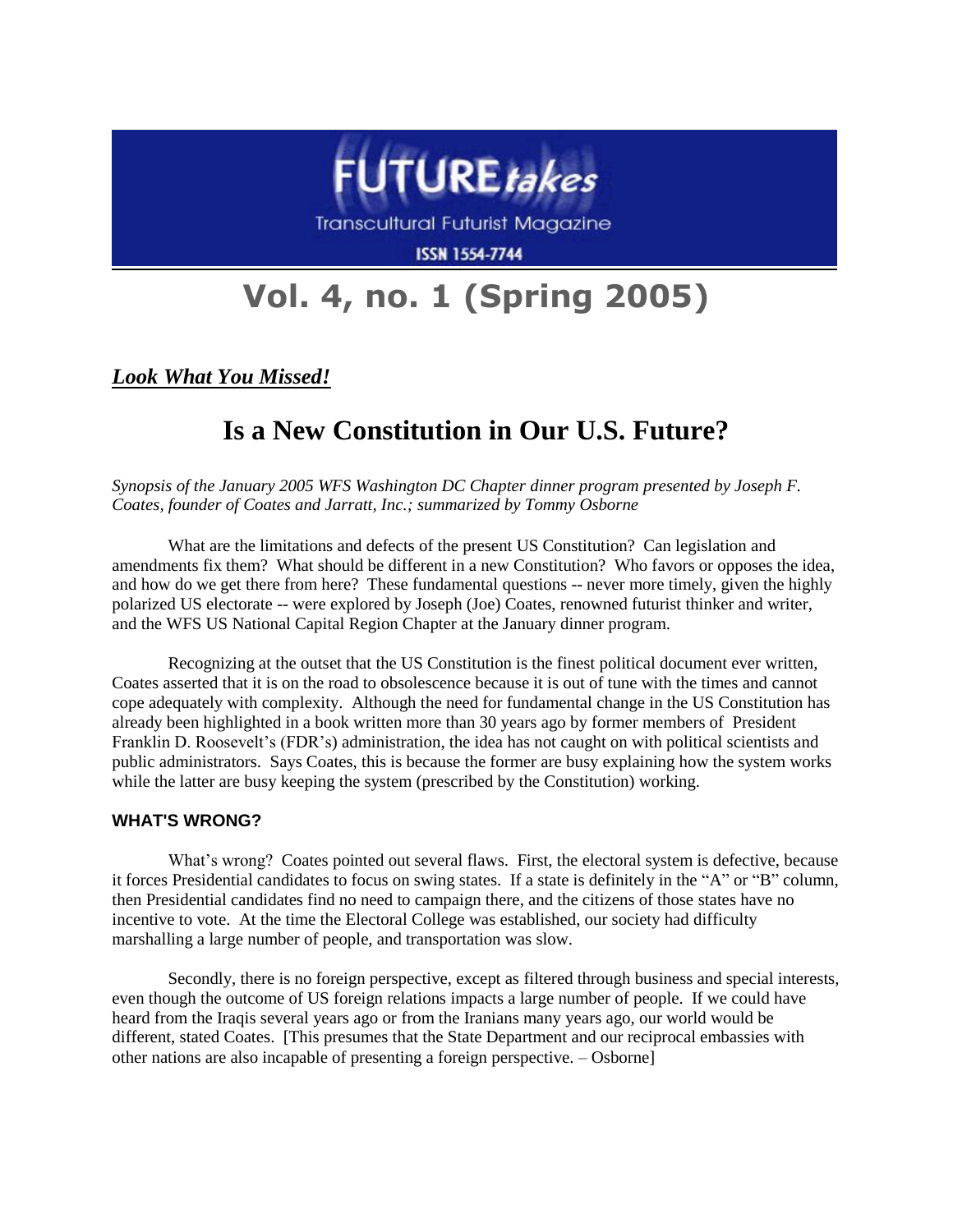FUTURE*takes*

Transcultural Futurist Magazine

ISSN 1554-7744

# Vol. 4, no. 1 (Spring 2005)

***Look What You Missed!***

## Is a New Constitution in Our U.S. Future?

*Synopsis of the January 2005 WFS Washington DC Chapter dinner program presented by Joseph F. Coates, founder of Coates and Jarratt, Inc.; summarized by Tommy Osborne*

What are the limitations and defects of the present US Constitution? Can legislation and amendments fix them? What should be different in a new Constitution? Who favors or opposes the idea, and how do we get there from here? These fundamental questions -- never more timely, given the highly polarized US electorate -- were explored by Joseph (Joe) Coates, renowned futurist thinker and writer, and the WFS US National Capital Region Chapter at the January dinner program.

Recognizing at the outset that the US Constitution is the finest political document ever written, Coates asserted that it is on the road to obsolescence because it is out of tune with the times and cannot cope adequately with complexity. Although the need for fundamental change in the US Constitution has already been highlighted in a book written more than 30 years ago by former members of President Franklin D. Roosevelt's (FDR's) administration, the idea has not caught on with political scientists and public administrators. Says Coates, this is because the former are busy explaining how the system works while the latter are busy keeping the system (prescribed by the Constitution) working.

### WHAT'S WRONG?

What's wrong? Coates pointed out several flaws. First, the electoral system is defective, because it forces Presidential candidates to focus on swing states. If a state is definitely in the "A" or "B" column, then Presidential candidates find no need to campaign there, and the citizens of those states have no incentive to vote. At the time the Electoral College was established, our society had difficulty marshalling a large number of people, and transportation was slow.

Secondly, there is no foreign perspective, except as filtered through business and special interests, even though the outcome of US foreign relations impacts a large number of people. If we could have heard from the Iraqis several years ago or from the Iranians many years ago, our world would be different, stated Coates. [This presumes that the State Department and our reciprocal embassies with other nations are also incapable of presenting a foreign perspective. – Osborne]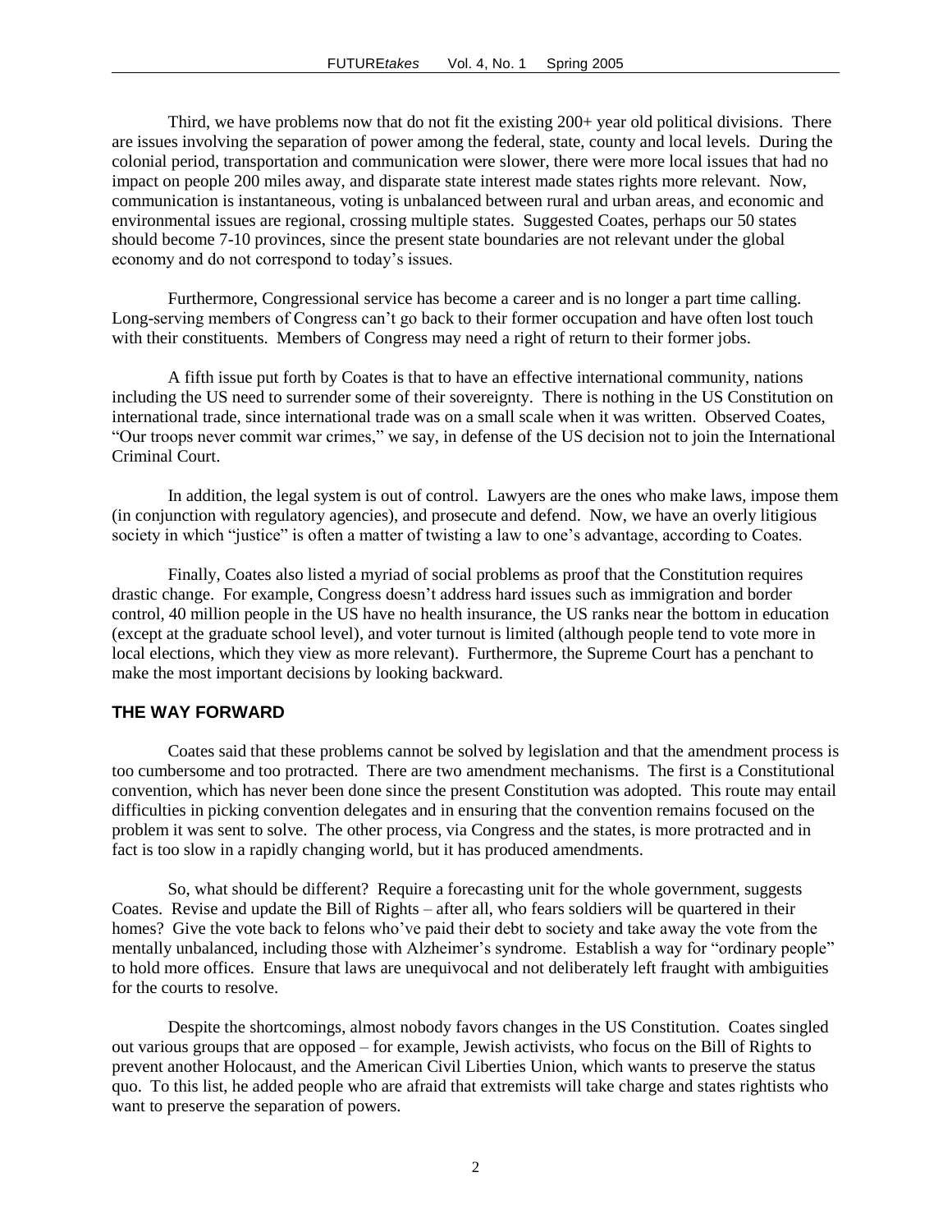Third, we have problems now that do not fit the existing 200+ year old political divisions. There are issues involving the separation of power among the federal, state, county and local levels. During the colonial period, transportation and communication were slower, there were more local issues that had no impact on people 200 miles away, and disparate state interest made states rights more relevant. Now, communication is instantaneous, voting is unbalanced between rural and urban areas, and economic and environmental issues are regional, crossing multiple states. Suggested Coates, perhaps our 50 states should become 7-10 provinces, since the present state boundaries are not relevant under the global economy and do not correspond to today's issues.

Furthermore, Congressional service has become a career and is no longer a part time calling. Long-serving members of Congress can't go back to their former occupation and have often lost touch with their constituents. Members of Congress may need a right of return to their former jobs.

A fifth issue put forth by Coates is that to have an effective international community, nations including the US need to surrender some of their sovereignty. There is nothing in the US Constitution on international trade, since international trade was on a small scale when it was written. Observed Coates, "Our troops never commit war crimes," we say, in defense of the US decision not to join the International Criminal Court.

In addition, the legal system is out of control. Lawyers are the ones who make laws, impose them (in conjunction with regulatory agencies), and prosecute and defend. Now, we have an overly litigious society in which "justice" is often a matter of twisting a law to one's advantage, according to Coates.

Finally, Coates also listed a myriad of social problems as proof that the Constitution requires drastic change. For example, Congress doesn't address hard issues such as immigration and border control, 40 million people in the US have no health insurance, the US ranks near the bottom in education (except at the graduate school level), and voter turnout is limited (although people tend to vote more in local elections, which they view as more relevant). Furthermore, the Supreme Court has a penchant to make the most important decisions by looking backward.

## THE WAY FORWARD

Coates said that these problems cannot be solved by legislation and that the amendment process is too cumbersome and too protracted. There are two amendment mechanisms. The first is a Constitutional convention, which has never been done since the present Constitution was adopted. This route may entail difficulties in picking convention delegates and in ensuring that the convention remains focused on the problem it was sent to solve. The other process, via Congress and the states, is more protracted and in fact is too slow in a rapidly changing world, but it has produced amendments.

So, what should be different? Require a forecasting unit for the whole government, suggests Coates. Revise and update the Bill of Rights – after all, who fears soldiers will be quartered in their homes? Give the vote back to felons who've paid their debt to society and take away the vote from the mentally unbalanced, including those with Alzheimer's syndrome. Establish a way for "ordinary people" to hold more offices. Ensure that laws are unequivocal and not deliberately left fraught with ambiguities for the courts to resolve.

Despite the shortcomings, almost nobody favors changes in the US Constitution. Coates singled out various groups that are opposed – for example, Jewish activists, who focus on the Bill of Rights to prevent another Holocaust, and the American Civil Liberties Union, which wants to preserve the status quo. To this list, he added people who are afraid that extremists will take charge and states rightists who want to preserve the separation of powers.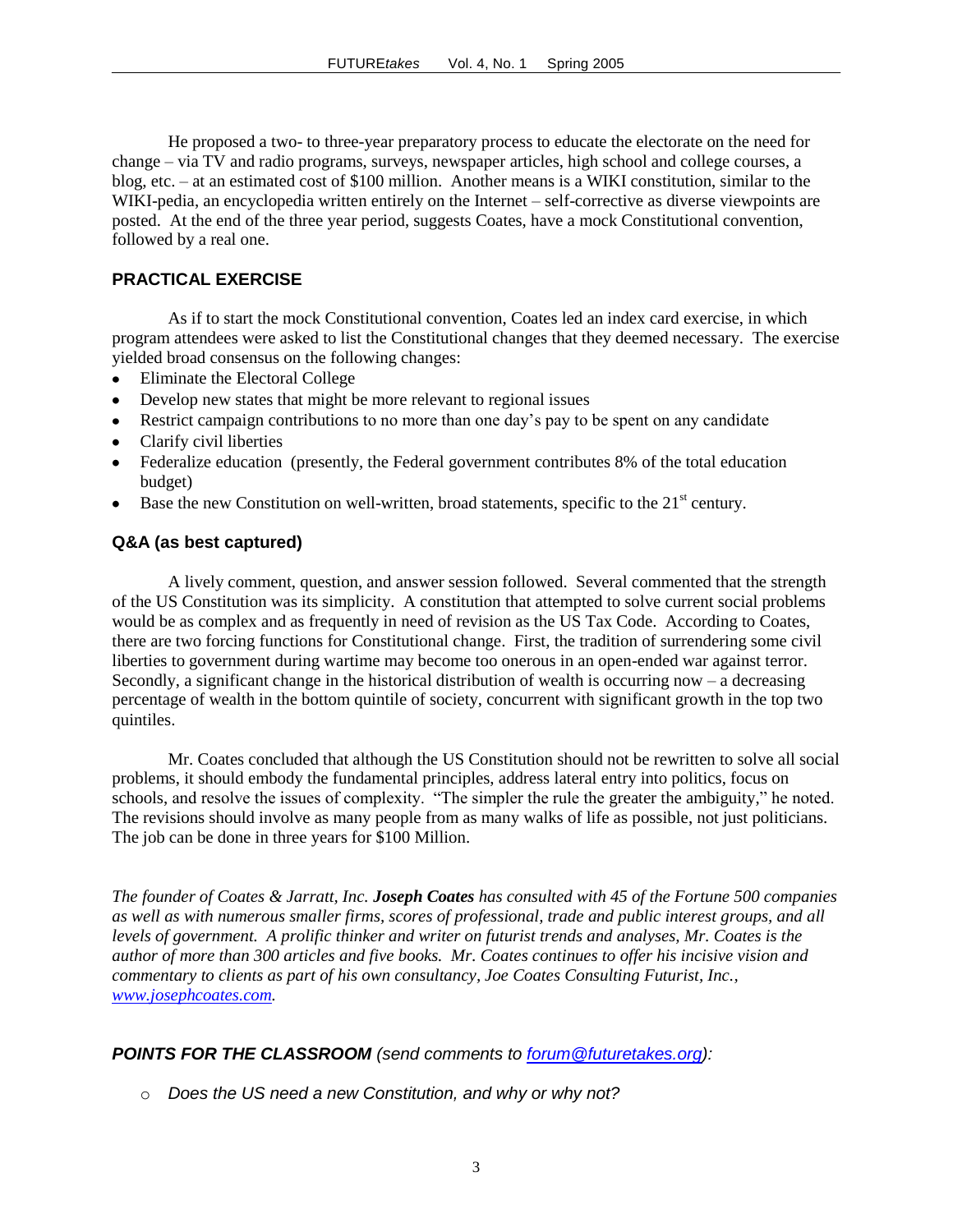He proposed a two- to three-year preparatory process to educate the electorate on the need for change – via TV and radio programs, surveys, newspaper articles, high school and college courses, a blog, etc. – at an estimated cost of $100 million. Another means is a WIKI constitution, similar to the WIKI-pedia, an encyclopedia written entirely on the Internet – self-corrective as diverse viewpoints are posted. At the end of the three year period, suggests Coates, have a mock Constitutional convention, followed by a real one.

## PRACTICAL EXERCISE

As if to start the mock Constitutional convention, Coates led an index card exercise, in which program attendees were asked to list the Constitutional changes that they deemed necessary. The exercise yielded broad consensus on the following changes:

- Eliminate the Electoral College
- Develop new states that might be more relevant to regional issues
- Restrict campaign contributions to no more than one day's pay to be spent on any candidate
- Clarify civil liberties
- Federalize education (presently, the Federal government contributes 8% of the total education budget)
- Base the new Constitution on well-written, broad statements, specific to the 21st century.

## Q&A (as best captured)

A lively comment, question, and answer session followed. Several commented that the strength of the US Constitution was its simplicity. A constitution that attempted to solve current social problems would be as complex and as frequently in need of revision as the US Tax Code. According to Coates, there are two forcing functions for Constitutional change. First, the tradition of surrendering some civil liberties to government during wartime may become too onerous in an open-ended war against terror. Secondly, a significant change in the historical distribution of wealth is occurring now – a decreasing percentage of wealth in the bottom quintile of society, concurrent with significant growth in the top two quintiles.

Mr. Coates concluded that although the US Constitution should not be rewritten to solve all social problems, it should embody the fundamental principles, address lateral entry into politics, focus on schools, and resolve the issues of complexity. "The simpler the rule the greater the ambiguity," he noted. The revisions should involve as many people from as many walks of life as possible, not just politicians. The job can be done in three years for $100 Million.

*The founder of Coates & Jarratt, Inc. **Joseph Coates** has consulted with 45 of the Fortune 500 companies as well as with numerous smaller firms, scores of professional, trade and public interest groups, and all levels of government. A prolific thinker and writer on futurist trends and analyses, Mr. Coates is the author of more than 300 articles and five books. Mr. Coates continues to offer his incisive vision and commentary to clients as part of his own consultancy, Joe Coates Consulting Futurist, Inc., [www.josephcoates.com](http://www.josephcoates.com).*

***POINTS FOR THE CLASSROOM** (send comments to [forum@futuretakes.org](mailto:forum@futuretakes.org)):*

- *Does the US need a new Constitution, and why or why not?*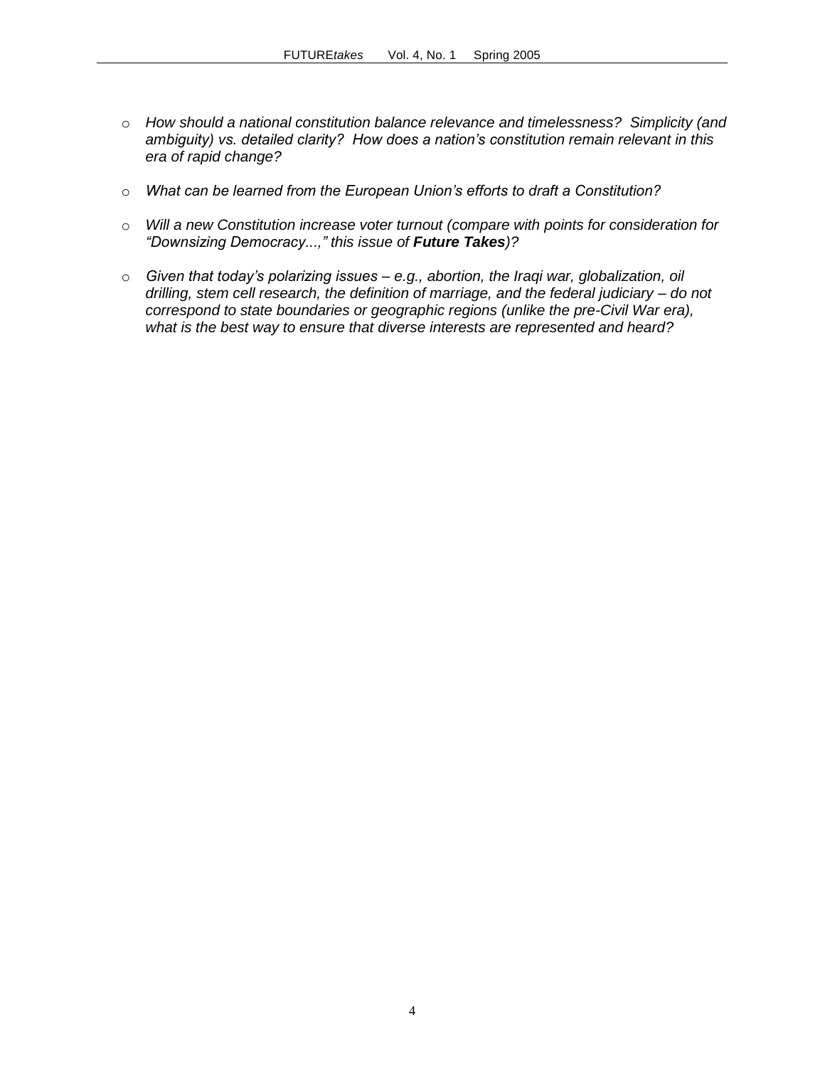- *How should a national constitution balance relevance and timelessness? Simplicity (and ambiguity) vs. detailed clarity? How does a nation's constitution remain relevant in this era of rapid change?*

- *What can be learned from the European Union's efforts to draft a Constitution?*

- *Will a new Constitution increase voter turnout (compare with points for consideration for "Downsizing Democracy...," this issue of **Future Takes**)?*

- *Given that today's polarizing issues – e.g., abortion, the Iraqi war, globalization, oil drilling, stem cell research, the definition of marriage, and the federal judiciary – do not correspond to state boundaries or geographic regions (unlike the pre-Civil War era), what is the best way to ensure that diverse interests are represented and heard?*